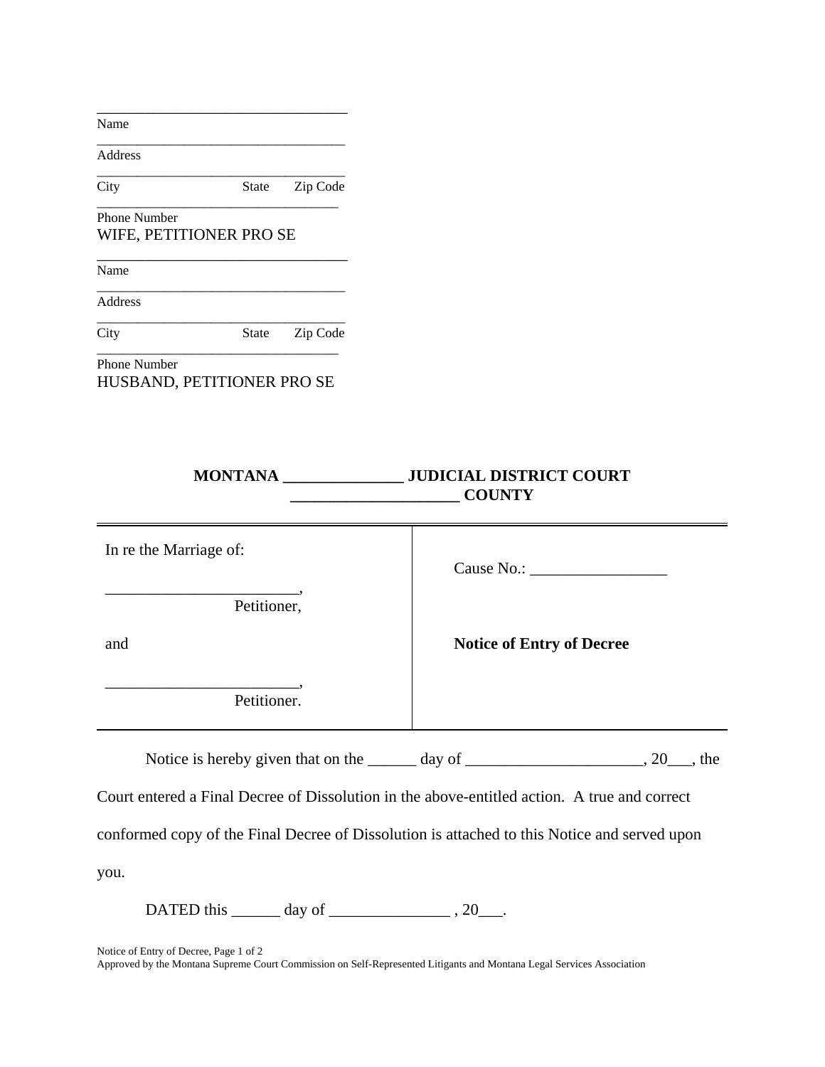\_\_\_\_\_\_\_\_\_\_\_\_\_\_\_\_\_\_\_\_\_\_\_\_\_\_\_\_\_\_\_\_\_\_
Name
\_\_\_\_\_\_\_\_\_\_\_\_\_\_\_\_\_\_\_\_\_\_\_\_\_\_\_\_\_\_\_\_\_\_
Address
\_\_\_\_\_\_\_\_\_\_\_\_\_\_\_\_\_\_\_\_\_\_\_\_\_\_\_\_\_\_\_\_\_\_
City State Zip Code
\_\_\_\_\_\_\_\_\_\_\_\_\_\_\_\_\_\_\_\_\_\_\_\_\_\_\_\_\_\_\_\_\_\_
Phone Number
WIFE, PETITIONER PRO SE

\_\_\_\_\_\_\_\_\_\_\_\_\_\_\_\_\_\_\_\_\_\_\_\_\_\_\_\_\_\_\_\_\_\_
Name
\_\_\_\_\_\_\_\_\_\_\_\_\_\_\_\_\_\_\_\_\_\_\_\_\_\_\_\_\_\_\_\_\_\_
Address
\_\_\_\_\_\_\_\_\_\_\_\_\_\_\_\_\_\_\_\_\_\_\_\_\_\_\_\_\_\_\_\_\_\_
City State Zip Code
\_\_\_\_\_\_\_\_\_\_\_\_\_\_\_\_\_\_\_\_\_\_\_\_\_\_\_\_\_\_\_\_\_\_
Phone Number
HUSBAND, PETITIONER PRO SE

**MONTANA \_\_\_\_\_\_\_\_\_\_\_\_\_\_\_ JUDICIAL DISTRICT COURT**
**\_\_\_\_\_\_\_\_\_\_\_\_\_\_\_\_\_\_\_\_\_ COUNTY**

| In re the Marriage of: | |
|---|---|
| \_\_\_\_\_\_\_\_\_\_\_\_\_\_\_\_\_\_\_\_\_\_\_\_, Petitioner, | Cause No.: \_\_\_\_\_\_\_\_\_\_\_\_\_\_\_\_\_ |
| and | **Notice of Entry of Decree** |
| \_\_\_\_\_\_\_\_\_\_\_\_\_\_\_\_\_\_\_\_\_\_\_\_, Petitioner. | |

Notice is hereby given that on the \_\_\_\_\_\_ day of \_\_\_\_\_\_\_\_\_\_\_\_\_\_\_\_\_\_\_\_\_\_, 20\_\_\_, the Court entered a Final Decree of Dissolution in the above-entitled action. A true and correct conformed copy of the Final Decree of Dissolution is attached to this Notice and served upon you.

DATED this \_\_\_\_\_\_ day of \_\_\_\_\_\_\_\_\_\_\_\_\_\_\_ , 20\_\_\_.

Approved by the Montana Supreme Court Commission on Self-Represented Litigants and Montana Legal Services Association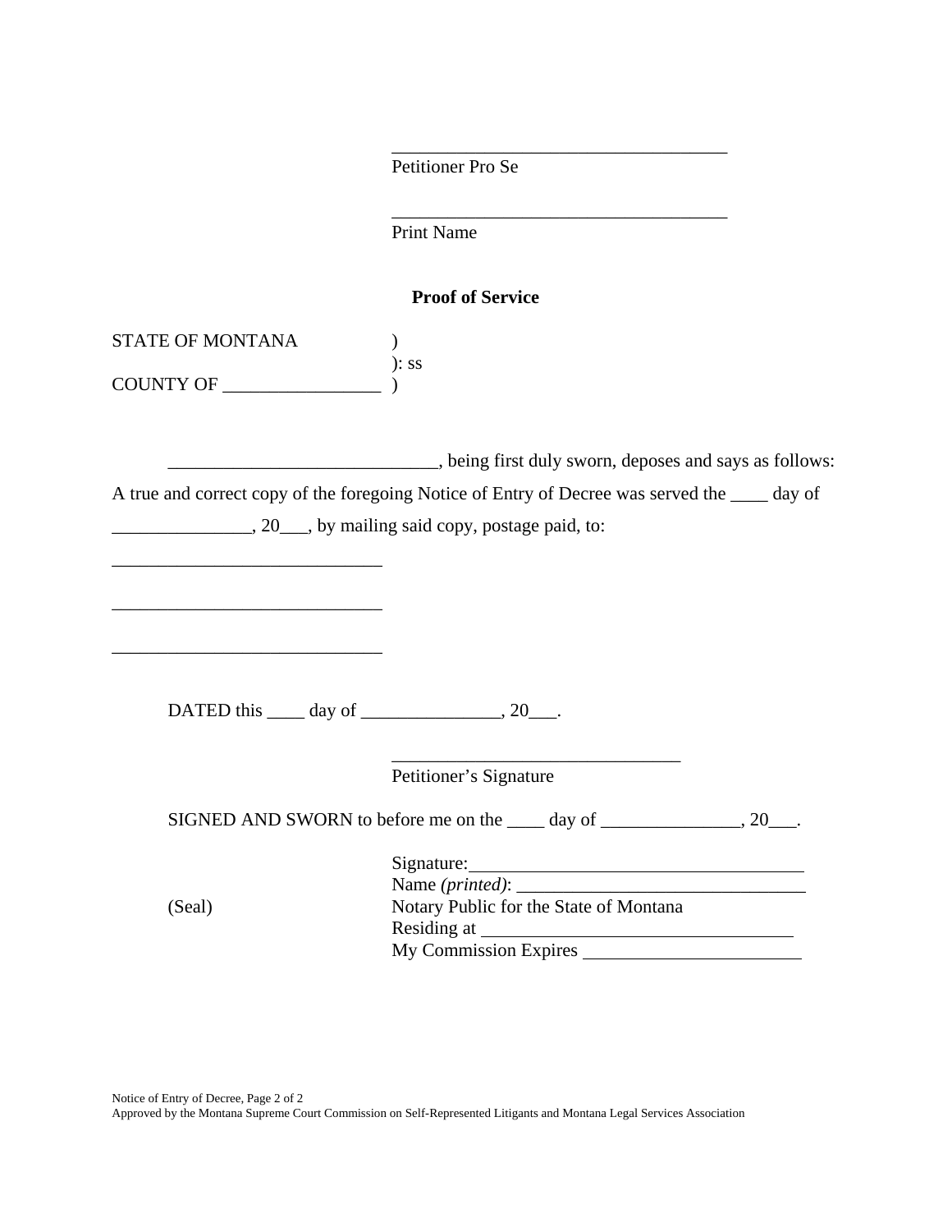\_\_\_\_\_\_\_\_\_\_\_\_\_\_\_\_\_\_\_\_\_\_\_\_\_\_\_\_\_\_\_\_\_\_\_\_
Petitioner Pro Se

\_\_\_\_\_\_\_\_\_\_\_\_\_\_\_\_\_\_\_\_\_\_\_\_\_\_\_\_\_\_\_\_\_\_\_\_
Print Name

**Proof of Service**

STATE OF MONTANA )
): ss
COUNTY OF \_\_\_\_\_\_\_\_\_\_\_\_\_\_\_\_\_ )

\_\_\_\_\_\_\_\_\_\_\_\_\_\_\_\_\_\_\_\_\_\_\_\_\_\_\_\_\_, being first duly sworn, deposes and says as follows: A true and correct copy of the foregoing Notice of Entry of Decree was served the \_\_\_\_ day of \_\_\_\_\_\_\_\_\_\_\_\_\_\_\_, 20\_\_\_, by mailing said copy, postage paid, to:

\_\_\_\_\_\_\_\_\_\_\_\_\_\_\_\_\_\_\_\_\_\_\_\_\_\_\_\_\_

\_\_\_\_\_\_\_\_\_\_\_\_\_\_\_\_\_\_\_\_\_\_\_\_\_\_\_\_\_

\_\_\_\_\_\_\_\_\_\_\_\_\_\_\_\_\_\_\_\_\_\_\_\_\_\_\_\_\_

DATED this \_\_\_\_ day of \_\_\_\_\_\_\_\_\_\_\_\_\_\_\_, 20\_\_\_.

\_\_\_\_\_\_\_\_\_\_\_\_\_\_\_\_\_\_\_\_\_\_\_\_\_\_\_\_\_\_\_
Petitioner's Signature

SIGNED AND SWORN to before me on the \_\_\_\_ day of \_\_\_\_\_\_\_\_\_\_\_\_\_\_\_, 20\_\_\_.

Signature:\_\_\_\_\_\_\_\_\_\_\_\_\_\_\_\_\_\_\_\_\_\_\_\_\_\_\_\_\_\_\_\_\_\_\_\_
Name *(printed)*: \_\_\_\_\_\_\_\_\_\_\_\_\_\_\_\_\_\_\_\_\_\_\_\_\_\_\_\_\_\_\_\_
(Seal) Notary Public for the State of Montana
Residing at \_\_\_\_\_\_\_\_\_\_\_\_\_\_\_\_\_\_\_\_\_\_\_\_\_\_\_\_\_\_\_\_\_\_
My Commission Expires \_\_\_\_\_\_\_\_\_\_\_\_\_\_\_\_\_\_\_\_\_\_\_\_

Approved by the Montana Supreme Court Commission on Self-Represented Litigants and Montana Legal Services Association